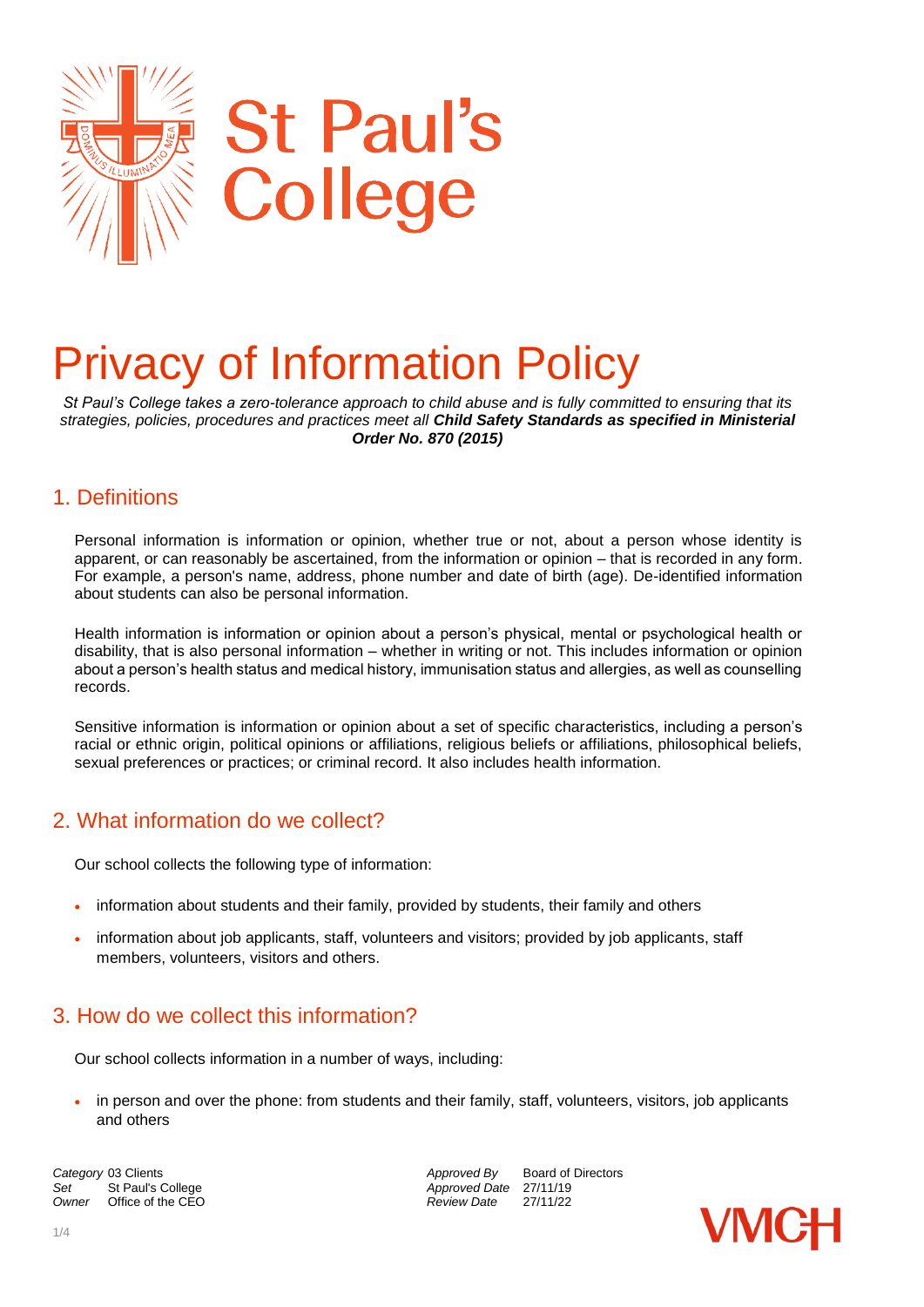# Privacy of Information Policy

*St Paul's College takes a zero-tolerance approach to child abuse and is fully committed to ensuring that its strategies, policies, procedures and practices meet all* ***Child Safety Standards as specified in Ministerial Order No. 870 (2015)***

## 1. Definitions

Personal information is information or opinion, whether true or not, about a person whose identity is apparent, or can reasonably be ascertained, from the information or opinion – that is recorded in any form. For example, a person's name, address, phone number and date of birth (age). De-identified information about students can also be personal information.

Health information is information or opinion about a person's physical, mental or psychological health or disability, that is also personal information – whether in writing or not. This includes information or opinion about a person's health status and medical history, immunisation status and allergies, as well as counselling records.

Sensitive information is information or opinion about a set of specific characteristics, including a person's racial or ethnic origin, political opinions or affiliations, religious beliefs or affiliations, philosophical beliefs, sexual preferences or practices; or criminal record. It also includes health information.

## 2. What information do we collect?

Our school collects the following type of information:

- information about students and their family, provided by students, their family and others
- information about job applicants, staff, volunteers and visitors; provided by job applicants, staff members, volunteers, visitors and others.

## 3. How do we collect this information?

Our school collects information in a number of ways, including:

- in person and over the phone: from students and their family, staff, volunteers, visitors, job applicants and others

| | | | |
|---|---|---|---|
| *Category* | 03 Clients | *Approved By* | Board of Directors |
| *Set* | St Paul's College | *Approved Date* | 27/11/19 |
| *Owner* | Office of the CEO | *Review Date* | 27/11/22 |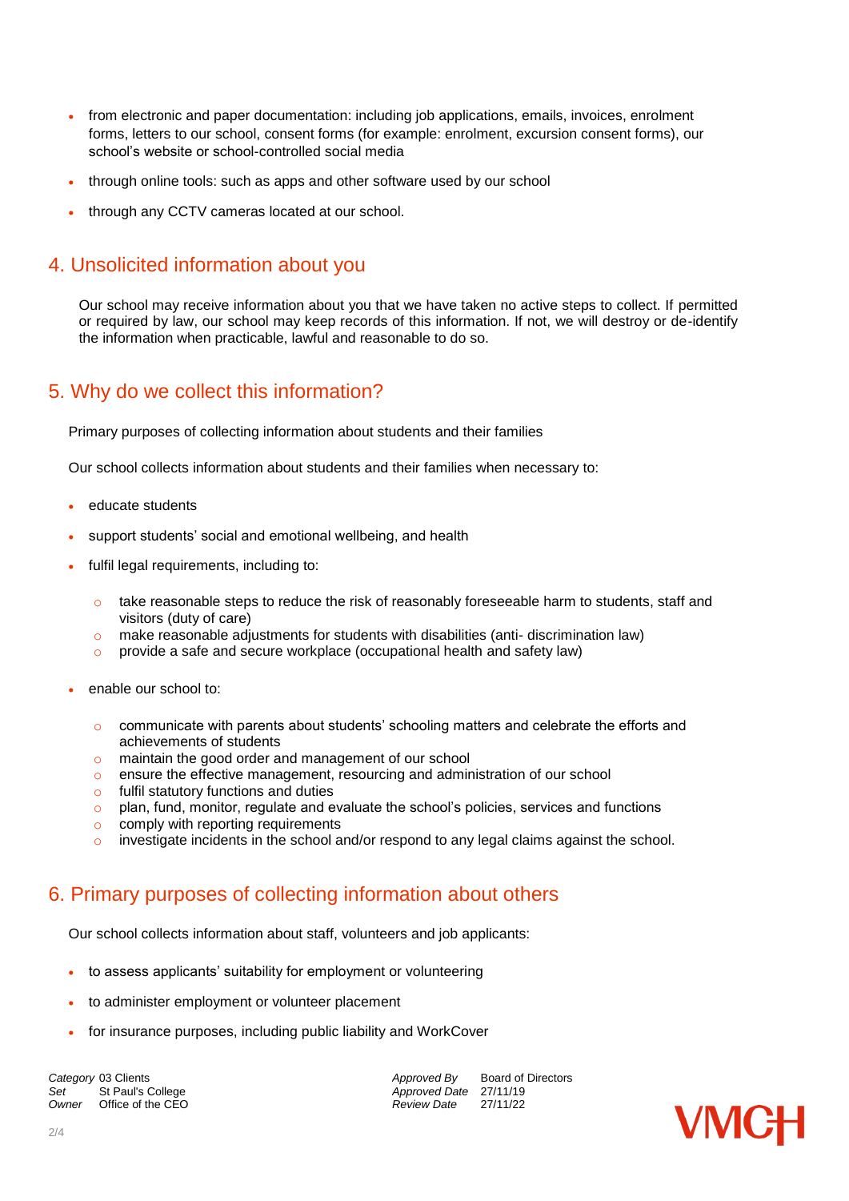- from electronic and paper documentation: including job applications, emails, invoices, enrolment forms, letters to our school, consent forms (for example: enrolment, excursion consent forms), our school's website or school-controlled social media
- through online tools: such as apps and other software used by our school
- through any CCTV cameras located at our school.

## 4. Unsolicited information about you

Our school may receive information about you that we have taken no active steps to collect. If permitted or required by law, our school may keep records of this information. If not, we will destroy or de-identify the information when practicable, lawful and reasonable to do so.

## 5. Why do we collect this information?

Primary purposes of collecting information about students and their families

Our school collects information about students and their families when necessary to:

- educate students
- support students' social and emotional wellbeing, and health
- fulfil legal requirements, including to:
  - take reasonable steps to reduce the risk of reasonably foreseeable harm to students, staff and visitors (duty of care)
  - make reasonable adjustments for students with disabilities (anti- discrimination law)
  - provide a safe and secure workplace (occupational health and safety law)
- enable our school to:
  - communicate with parents about students' schooling matters and celebrate the efforts and achievements of students
  - maintain the good order and management of our school
  - ensure the effective management, resourcing and administration of our school
  - fulfil statutory functions and duties
  - plan, fund, monitor, regulate and evaluate the school's policies, services and functions
  - comply with reporting requirements
  - investigate incidents in the school and/or respond to any legal claims against the school.

## 6. Primary purposes of collecting information about others

Our school collects information about staff, volunteers and job applicants:

- to assess applicants' suitability for employment or volunteering
- to administer employment or volunteer placement
- for insurance purposes, including public liability and WorkCover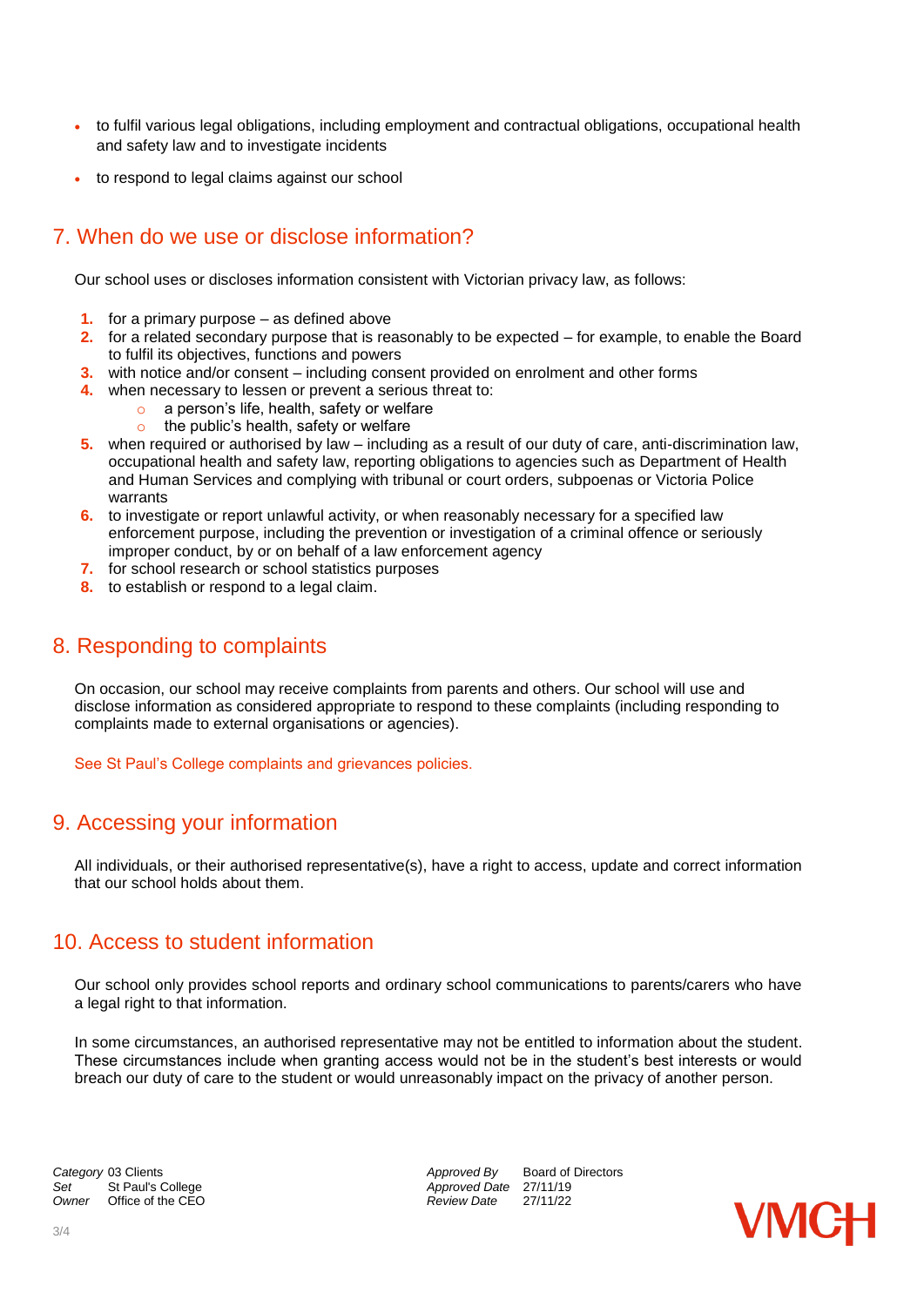- to fulfil various legal obligations, including employment and contractual obligations, occupational health and safety law and to investigate incidents
- to respond to legal claims against our school

## 7. When do we use or disclose information?

Our school uses or discloses information consistent with Victorian privacy law, as follows:

1. for a primary purpose – as defined above
2. for a related secondary purpose that is reasonably to be expected – for example, to enable the Board to fulfil its objectives, functions and powers
3. with notice and/or consent – including consent provided on enrolment and other forms
4. when necessary to lessen or prevent a serious threat to:
    - a person's life, health, safety or welfare
    - the public's health, safety or welfare
5. when required or authorised by law – including as a result of our duty of care, anti-discrimination law, occupational health and safety law, reporting obligations to agencies such as Department of Health and Human Services and complying with tribunal or court orders, subpoenas or Victoria Police warrants
6. to investigate or report unlawful activity, or when reasonably necessary for a specified law enforcement purpose, including the prevention or investigation of a criminal offence or seriously improper conduct, by or on behalf of a law enforcement agency
7. for school research or school statistics purposes
8. to establish or respond to a legal claim.

## 8. Responding to complaints

On occasion, our school may receive complaints from parents and others. Our school will use and disclose information as considered appropriate to respond to these complaints (including responding to complaints made to external organisations or agencies).

See St Paul's College complaints and grievances policies.

## 9. Accessing your information

All individuals, or their authorised representative(s), have a right to access, update and correct information that our school holds about them.

## 10. Access to student information

Our school only provides school reports and ordinary school communications to parents/carers who have a legal right to that information.

In some circumstances, an authorised representative may not be entitled to information about the student. These circumstances include when granting access would not be in the student's best interests or would breach our duty of care to the student or would unreasonably impact on the privacy of another person.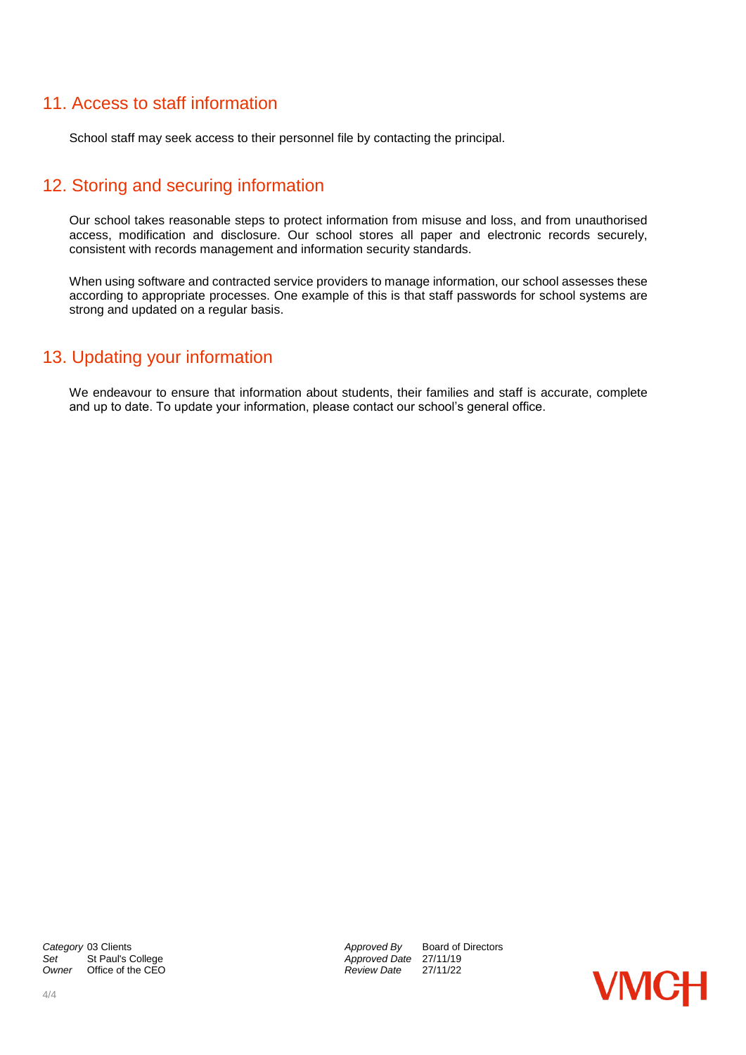## 11. Access to staff information

School staff may seek access to their personnel file by contacting the principal.

## 12. Storing and securing information

Our school takes reasonable steps to protect information from misuse and loss, and from unauthorised access, modification and disclosure. Our school stores all paper and electronic records securely, consistent with records management and information security standards.

When using software and contracted service providers to manage information, our school assesses these according to appropriate processes. One example of this is that staff passwords for school systems are strong and updated on a regular basis.

## 13. Updating your information

We endeavour to ensure that information about students, their families and staff is accurate, complete and up to date. To update your information, please contact our school's general office.